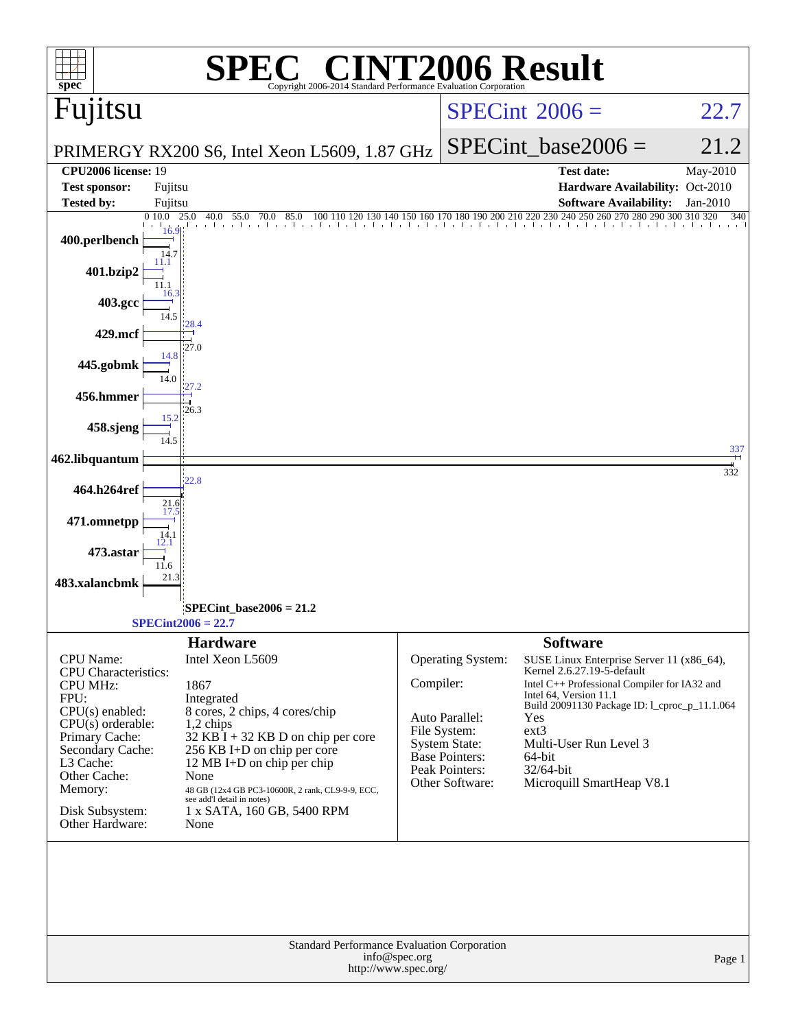# SPEC CINT2006 Result

Copyright 2006-2014 Standard Performance Evaluation Corporation

**Fujitsu**

PRIMERGY RX200 S6, Intel Xeon L5609, 1.87 GHz

SPECint 2006 = 22.7

SPECint_base2006 = 21.2

| | | | |
|---|---|---|---|
| **CPU2006 license:** 19 | | **Test date:** | May-2010 |
| **Test sponsor:** | Fujitsu | **Hardware Availability:** | Oct-2010 |
| **Tested by:** | Fujitsu | **Software Availability:** | Jan-2010 |

| Benchmark | Peak | Base |
|---|---|---|
| 400.perlbench | 16.9 | 14.7 |
| 401.bzip2 | 11.1 | 11.1 |
| 403.gcc | 16.3 | 14.5 |
| 429.mcf | 28.4 | 27.0 |
| 445.gobmk | 14.8 | 14.0 |
| 456.hmmer | 27.2 | 26.3 |
| 458.sjeng | 15.2 | 14.5 |
| 462.libquantum | 337 | 332 |
| 464.h264ref | 22.8 | 21.6 |
| 471.omnetpp | 17.5 | 14.1 |
| 473.astar | 12.1 | 11.6 |
| 483.xalancbmk | 21.3 | |

SPECint_base2006 = 21.2

SPECint2006 = 22.7

## Hardware

| | |
|---|---|
| CPU Name: | Intel Xeon L5609 |
| CPU Characteristics: | |
| CPU MHz: | 1867 |
| FPU: | Integrated |
| CPU(s) enabled: | 8 cores, 2 chips, 4 cores/chip |
| CPU(s) orderable: | 1,2 chips |
| Primary Cache: | 32 KB I + 32 KB D on chip per core |
| Secondary Cache: | 256 KB I+D on chip per core |
| L3 Cache: | 12 MB I+D on chip per chip |
| Other Cache: | None |
| Memory: | 48 GB (12x4 GB PC3-10600R, 2 rank, CL9-9-9, ECC, see add'l detail in notes) |
| Disk Subsystem: | 1 x SATA, 160 GB, 5400 RPM |
| Other Hardware: | None |

## Software

| | |
|---|---|
| Operating System: | SUSE Linux Enterprise Server 11 (x86_64), Kernel 2.6.27.19-5-default |
| Compiler: | Intel C++ Professional Compiler for IA32 and Intel 64, Version 11.1 Build 20091130 Package ID: l_cproc_p_11.1.064 |
| Auto Parallel: | Yes |
| File System: | ext3 |
| System State: | Multi-User Run Level 3 |
| Base Pointers: | 64-bit |
| Peak Pointers: | 32/64-bit |
| Other Software: | Microquill SmartHeap V8.1 |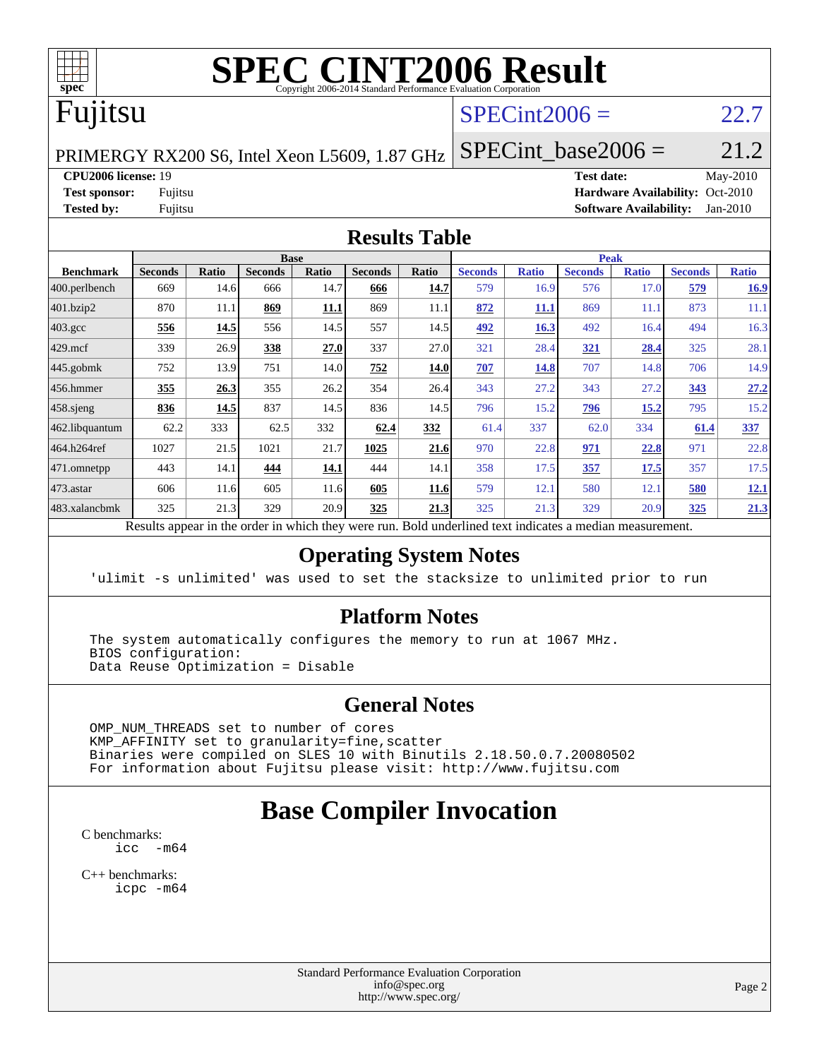# SPEC CINT2006 Result

Copyright 2006-2014 Standard Performance Evaluation Corporation

**Fujitsu**

PRIMERGY RX200 S6, Intel Xeon L5609, 1.87 GHz

SPECint2006 = 22.7

SPECint_base2006 = 21.2

| | | | |
|---|---|---|---|
| **CPU2006 license:** 19 | | **Test date:** | May-2010 |
| **Test sponsor:** | Fujitsu | **Hardware Availability:** | Oct-2010 |
| **Tested by:** | Fujitsu | **Software Availability:** | Jan-2010 |

## Results Table

| | Base | | | | | | Peak | | | | | |
|---|---|---|---|---|---|---|---|---|---|---|---|---|
| **Benchmark** | **Seconds** | **Ratio** | **Seconds** | **Ratio** | **Seconds** | **Ratio** | **Seconds** | **Ratio** | **Seconds** | **Ratio** | **Seconds** | **Ratio** |
| 400.perlbench | 669 | 14.6 | 666 | 14.7 | **666** | **14.7** | 579 | 16.9 | 576 | 17.0 | **579** | **16.9** |
| 401.bzip2 | 870 | 11.1 | **869** | **11.1** | 869 | 11.1 | **872** | **11.1** | 869 | 11.1 | 873 | 11.1 |
| 403.gcc | **556** | **14.5** | 556 | 14.5 | 557 | 14.5 | **492** | **16.3** | 492 | 16.4 | 494 | 16.3 |
| 429.mcf | 339 | 26.9 | **338** | **27.0** | 337 | 27.0 | 321 | 28.4 | **321** | **28.4** | 325 | 28.1 |
| 445.gobmk | 752 | 13.9 | 751 | 14.0 | **752** | **14.0** | **707** | **14.8** | 707 | 14.8 | 706 | 14.9 |
| 456.hmmer | **355** | **26.3** | 355 | 26.2 | 354 | 26.4 | 343 | 27.2 | 343 | 27.2 | **343** | **27.2** |
| 458.sjeng | **836** | **14.5** | 837 | 14.5 | 836 | 14.5 | 796 | 15.2 | **796** | **15.2** | 795 | 15.2 |
| 462.libquantum | 62.2 | 333 | 62.5 | 332 | **62.4** | **332** | 61.4 | 337 | 62.0 | 334 | **61.4** | **337** |
| 464.h264ref | 1027 | 21.5 | 1021 | 21.7 | **1025** | **21.6** | 970 | 22.8 | **971** | **22.8** | 971 | 22.8 |
| 471.omnetpp | 443 | 14.1 | **444** | **14.1** | 444 | 14.1 | 358 | 17.5 | **357** | **17.5** | 357 | 17.5 |
| 473.astar | 606 | 11.6 | 605 | 11.6 | **605** | **11.6** | 579 | 12.1 | 580 | 12.1 | **580** | **12.1** |
| 483.xalancbmk | 325 | 21.3 | 329 | 20.9 | **325** | **21.3** | 325 | 21.3 | 329 | 20.9 | **325** | **21.3** |

Results appear in the order in which they were run. Bold underlined text indicates a median measurement.

## Operating System Notes

```
'ulimit -s unlimited' was used to set the stacksize to unlimited prior to run
```

## Platform Notes

```
The system automatically configures the memory to run at 1067 MHz.
BIOS configuration:
Data Reuse Optimization = Disable
```

## General Notes

```
OMP_NUM_THREADS set to number of cores
KMP_AFFINITY set to granularity=fine,scatter
Binaries were compiled on SLES 10 with Binutils 2.18.50.0.7.20080502
For information about Fujitsu please visit: http://www.fujitsu.com
```

# Base Compiler Invocation

C benchmarks:
```
icc  -m64
```

C++ benchmarks:
```
icpc -m64
```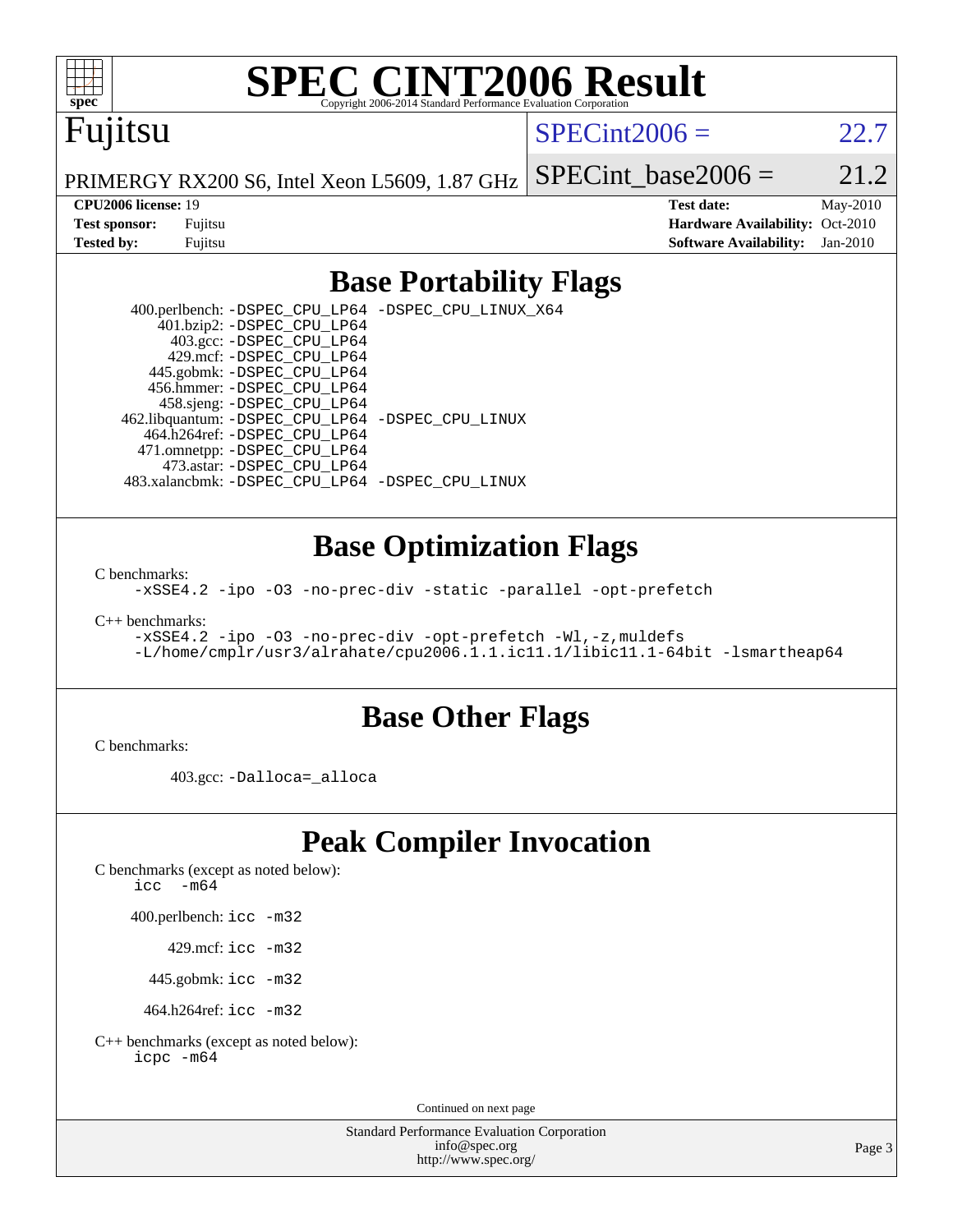# SPEC CINT2006 Result

Copyright 2006-2014 Standard Performance Evaluation Corporation

## Fujitsu

PRIMERGY RX200 S6, Intel Xeon L5609, 1.87 GHz

SPECint2006 = 22.7

SPECint_base2006 = 21.2

**CPU2006 license:** 19
**Test sponsor:** Fujitsu
**Tested by:** Fujitsu

**Test date:** May-2010
**Hardware Availability:** Oct-2010
**Software Availability:** Jan-2010

## Base Portability Flags

400.perlbench: `-DSPEC_CPU_LP64 -DSPEC_CPU_LINUX_X64`
401.bzip2: `-DSPEC_CPU_LP64`
403.gcc: `-DSPEC_CPU_LP64`
429.mcf: `-DSPEC_CPU_LP64`
445.gobmk: `-DSPEC_CPU_LP64`
456.hmmer: `-DSPEC_CPU_LP64`
458.sjeng: `-DSPEC_CPU_LP64`
462.libquantum: `-DSPEC_CPU_LP64 -DSPEC_CPU_LINUX`
464.h264ref: `-DSPEC_CPU_LP64`
471.omnetpp: `-DSPEC_CPU_LP64`
473.astar: `-DSPEC_CPU_LP64`
483.xalancbmk: `-DSPEC_CPU_LP64 -DSPEC_CPU_LINUX`

## Base Optimization Flags

C benchmarks:
`-xSSE4.2 -ipo -O3 -no-prec-div -static -parallel -opt-prefetch`

C++ benchmarks:
`-xSSE4.2 -ipo -O3 -no-prec-div -opt-prefetch -Wl,-z,muldefs`
`-L/home/cmplr/usr3/alrahate/cpu2006.1.1.ic11.1/libic11.1-64bit -lsmartheap64`

## Base Other Flags

C benchmarks:

403.gcc: `-Dalloca=_alloca`

## Peak Compiler Invocation

C benchmarks (except as noted below):
`icc -m64`

400.perlbench: `icc -m32`

429.mcf: `icc -m32`

445.gobmk: `icc -m32`

464.h264ref: `icc -m32`

C++ benchmarks (except as noted below):
`icpc -m64`

Continued on next page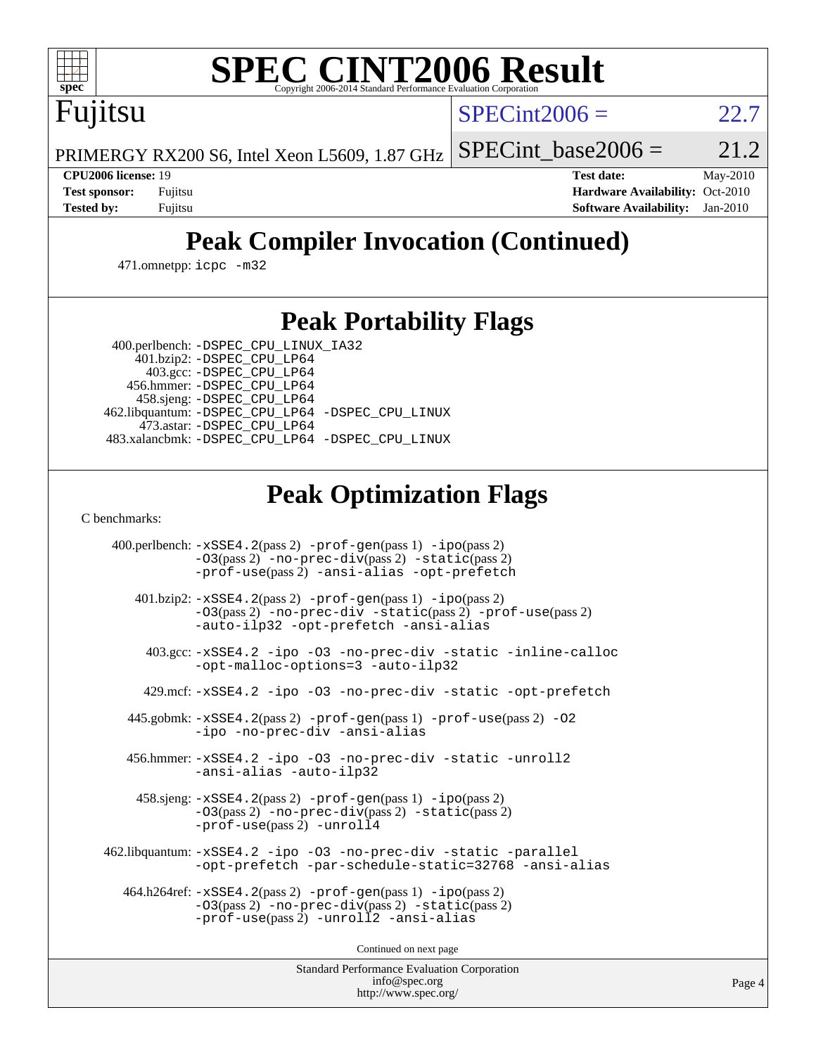# SPEC CINT2006 Result

Fujitsu

PRIMERGY RX200 S6, Intel Xeon L5609, 1.87 GHz

SPECint2006 = 22.7

SPECint_base2006 = 21.2

**CPU2006 license:** 19
**Test sponsor:** Fujitsu
**Tested by:** Fujitsu

**Test date:** May-2010
**Hardware Availability:** Oct-2010
**Software Availability:** Jan-2010

## Peak Compiler Invocation (Continued)

471.omnetpp: icpc -m32

## Peak Portability Flags

400.perlbench: -DSPEC_CPU_LINUX_IA32
401.bzip2: -DSPEC_CPU_LP64
403.gcc: -DSPEC_CPU_LP64
456.hmmer: -DSPEC_CPU_LP64
458.sjeng: -DSPEC_CPU_LP64
462.libquantum: -DSPEC_CPU_LP64 -DSPEC_CPU_LINUX
473.astar: -DSPEC_CPU_LP64
483.xalancbmk: -DSPEC_CPU_LP64 -DSPEC_CPU_LINUX

## Peak Optimization Flags

C benchmarks:

400.perlbench: -xSSE4.2(pass 2) -prof-gen(pass 1) -ipo(pass 2) -O3(pass 2) -no-prec-div(pass 2) -static(pass 2) -prof-use(pass 2) -ansi-alias -opt-prefetch

401.bzip2: -xSSE4.2(pass 2) -prof-gen(pass 1) -ipo(pass 2) -O3(pass 2) -no-prec-div -static(pass 2) -prof-use(pass 2) -auto-ilp32 -opt-prefetch -ansi-alias

403.gcc: -xSSE4.2 -ipo -O3 -no-prec-div -static -inline-calloc -opt-malloc-options=3 -auto-ilp32

429.mcf: -xSSE4.2 -ipo -O3 -no-prec-div -static -opt-prefetch

445.gobmk: -xSSE4.2(pass 2) -prof-gen(pass 1) -prof-use(pass 2) -O2 -ipo -no-prec-div -ansi-alias

456.hmmer: -xSSE4.2 -ipo -O3 -no-prec-div -static -unroll2 -ansi-alias -auto-ilp32

458.sjeng: -xSSE4.2(pass 2) -prof-gen(pass 1) -ipo(pass 2) -O3(pass 2) -no-prec-div(pass 2) -static(pass 2) -prof-use(pass 2) -unroll4

462.libquantum: -xSSE4.2 -ipo -O3 -no-prec-div -static -parallel -opt-prefetch -par-schedule-static=32768 -ansi-alias

464.h264ref: -xSSE4.2(pass 2) -prof-gen(pass 1) -ipo(pass 2) -O3(pass 2) -no-prec-div(pass 2) -static(pass 2) -prof-use(pass 2) -unroll2 -ansi-alias

Continued on next page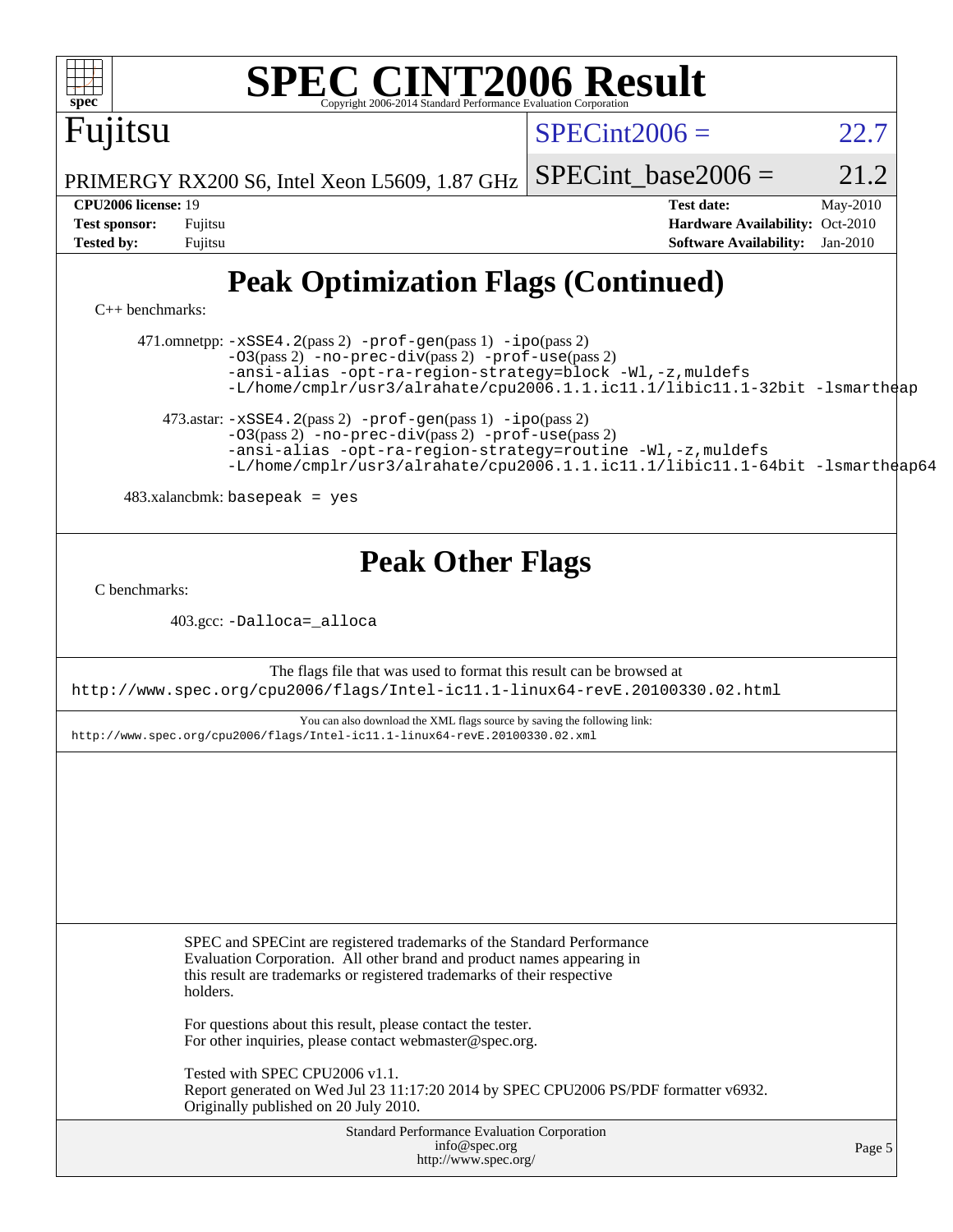# Peak Optimization Flags (Continued)

C++ benchmarks:

471.omnetpp: -xSSE4.2(pass 2) -prof-gen(pass 1) -ipo(pass 2) -O3(pass 2) -no-prec-div(pass 2) -prof-use(pass 2) -ansi-alias -opt-ra-region-strategy=block -Wl,-z,muldefs -L/home/cmplr/usr3/alrahate/cpu2006.1.1.ic11.1/libic11.1-32bit -lsmartheap

473.astar: -xSSE4.2(pass 2) -prof-gen(pass 1) -ipo(pass 2) -O3(pass 2) -no-prec-div(pass 2) -prof-use(pass 2) -ansi-alias -opt-ra-region-strategy=routine -Wl,-z,muldefs -L/home/cmplr/usr3/alrahate/cpu2006.1.1.ic11.1/libic11.1-64bit -lsmartheap64

483.xalancbmk: basepeak = yes

# Peak Other Flags

C benchmarks:

403.gcc: -Dalloca=_alloca

The flags file that was used to format this result can be browsed at
http://www.spec.org/cpu2006/flags/Intel-ic11.1-linux64-revE.20100330.02.html

You can also download the XML flags source by saving the following link:
http://www.spec.org/cpu2006/flags/Intel-ic11.1-linux64-revE.20100330.02.xml

SPEC and SPECint are registered trademarks of the Standard Performance Evaluation Corporation. All other brand and product names appearing in this result are trademarks or registered trademarks of their respective holders.

For questions about this result, please contact the tester.
For other inquiries, please contact webmaster@spec.org.

Tested with SPEC CPU2006 v1.1.
Report generated on Wed Jul 23 11:17:20 2014 by SPEC CPU2006 PS/PDF formatter v6932.
Originally published on 20 July 2010.